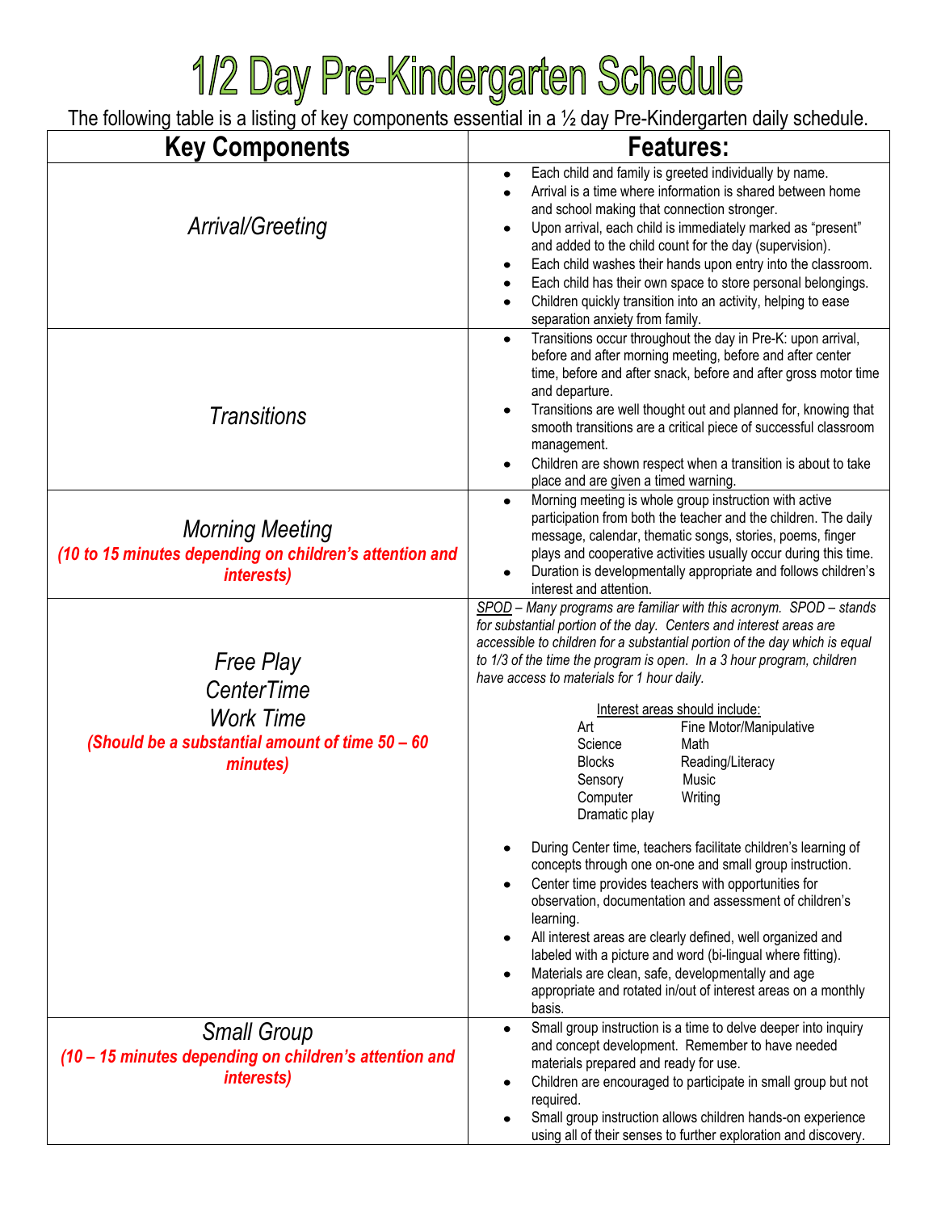# 1/2 Day Pre-Kindergarten Schedule

The following table is a listing of key components essential in a ½ day Pre-Kindergarten daily schedule.

| Key Components | Features: |
|---|---|
| *Arrival/Greeting* | • Each child and family is greeted individually by name.<br>• Arrival is a time where information is shared between home and school making that connection stronger.<br>• Upon arrival, each child is immediately marked as "present" and added to the child count for the day (supervision).<br>• Each child washes their hands upon entry into the classroom.<br>• Each child has their own space to store personal belongings.<br>• Children quickly transition into an activity, helping to ease separation anxiety from family. |
| *Transitions* | • Transitions occur throughout the day in Pre-K: upon arrival, before and after morning meeting, before and after center time, before and after snack, before and after gross motor time and departure.<br>• Transitions are well thought out and planned for, knowing that smooth transitions are a critical piece of successful classroom management.<br>• Children are shown respect when a transition is about to take place and are given a timed warning. |
| *Morning Meeting*<br>***(10 to 15 minutes depending on children's attention and interests)*** | • Morning meeting is whole group instruction with active participation from both the teacher and the children. The daily message, calendar, thematic songs, stories, poems, finger plays and cooperative activities usually occur during this time.<br>• Duration is developmentally appropriate and follows children's interest and attention. |
| *Free Play*<br>*CenterTime*<br>*Work Time*<br>***(Should be a substantial amount of time 50 – 60 minutes)*** | *<u>SPOD</u> – Many programs are familiar with this acronym. SPOD – stands for substantial portion of the day. Centers and interest areas are accessible to children for a substantial portion of the day which is equal to 1/3 of the time the program is open. In a 3 hour program, children have access to materials for 1 hour daily.*<br><br><u>Interest areas should include:</u><br>Art, Fine Motor/Manipulative, Science, Math, Blocks, Reading/Literacy, Sensory, Music, Computer, Writing, Dramatic play<br><br>• During Center time, teachers facilitate children's learning of concepts through one on-one and small group instruction.<br>• Center time provides teachers with opportunities for observation, documentation and assessment of children's learning.<br>• All interest areas are clearly defined, well organized and labeled with a picture and word (bi-lingual where fitting).<br>• Materials are clean, safe, developmentally and age appropriate and rotated in/out of interest areas on a monthly basis. |
| *Small Group*<br>***(10 – 15 minutes depending on children's attention and interests)*** | • Small group instruction is a time to delve deeper into inquiry and concept development. Remember to have needed materials prepared and ready for use.<br>• Children are encouraged to participate in small group but not required.<br>• Small group instruction allows children hands-on experience using all of their senses to further exploration and discovery. |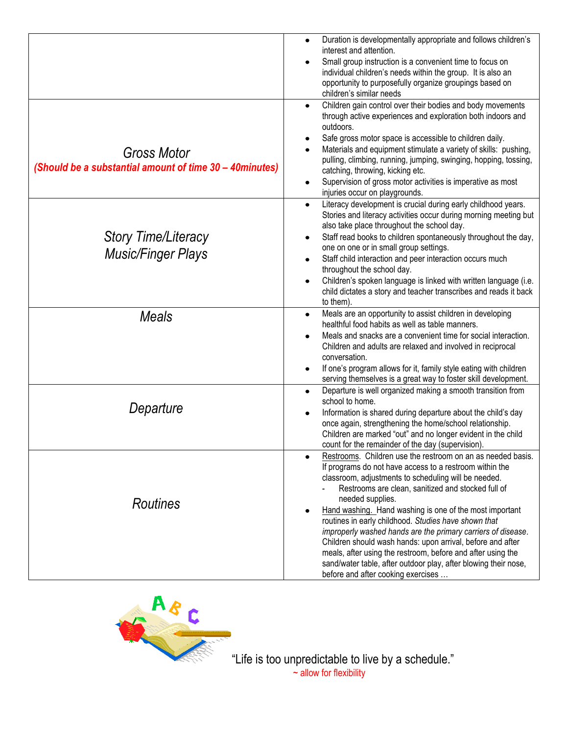| | |
|---|---|
| | • Duration is developmentally appropriate and follows children's interest and attention.<br>• Small group instruction is a convenient time to focus on individual children's needs within the group. It is also an opportunity to purposefully organize groupings based on children's similar needs |
| *Gross Motor*<br>***(Should be a substantial amount of time 30 – 40minutes)*** | • Children gain control over their bodies and body movements through active experiences and exploration both indoors and outdoors.<br>• Safe gross motor space is accessible to children daily.<br>• Materials and equipment stimulate a variety of skills: pushing, pulling, climbing, running, jumping, swinging, hopping, tossing, catching, throwing, kicking etc.<br>• Supervision of gross motor activities is imperative as most injuries occur on playgrounds. |
| *Story Time/Literacy*<br>*Music/Finger Plays* | • Literacy development is crucial during early childhood years. Stories and literacy activities occur during morning meeting but also take place throughout the school day.<br>• Staff read books to children spontaneously throughout the day, one on one or in small group settings.<br>• Staff child interaction and peer interaction occurs much throughout the school day.<br>• Children's spoken language is linked with written language (i.e. child dictates a story and teacher transcribes and reads it back to them). |
| *Meals* | • Meals are an opportunity to assist children in developing healthful food habits as well as table manners.<br>• Meals and snacks are a convenient time for social interaction. Children and adults are relaxed and involved in reciprocal conversation.<br>• If one's program allows for it, family style eating with children serving themselves is a great way to foster skill development. |
| *Departure* | • Departure is well organized making a smooth transition from school to home.<br>• Information is shared during departure about the child's day once again, strengthening the home/school relationship. Children are marked "out" and no longer evident in the child count for the remainder of the day (supervision). |
| *Routines* | • Restrooms. Children use the restroom on an as needed basis. If programs do not have access to a restroom within the classroom, adjustments to scheduling will be needed.<br>&nbsp;&nbsp;&nbsp;- Restrooms are clean, sanitized and stocked full of needed supplies.<br>• Hand washing. Hand washing is one of the most important routines in early childhood. *Studies have shown that improperly washed hands are the primary carriers of disease*. Children should wash hands: upon arrival, before and after meals, after using the restroom, before and after using the sand/water table, after outdoor play, after blowing their nose, before and after cooking exercises … |

"Life is too unpredictable to live by a schedule."

~ allow for flexibility